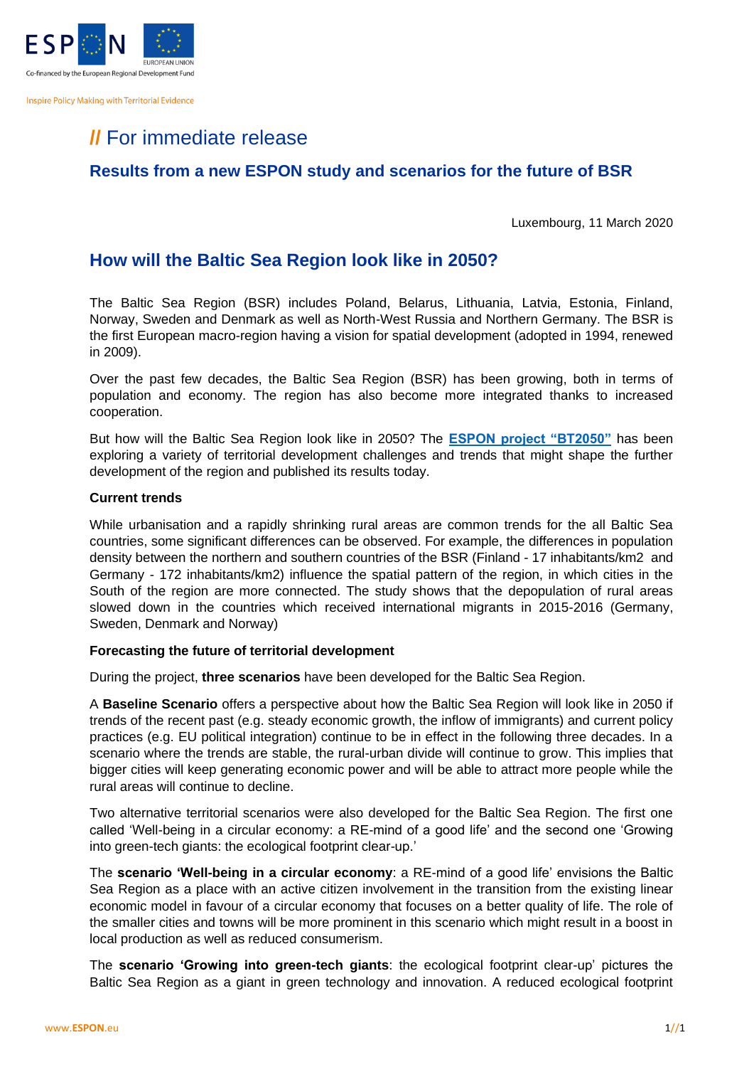Inspire Policy Making with Territorial Evidence

# // For immediate release

## Results from a new ESPON study and scenarios for the future of BSR

Luxembourg, 11 March 2020

## How will the Baltic Sea Region look like in 2050?

The Baltic Sea Region (BSR) includes Poland, Belarus, Lithuania, Latvia, Estonia, Finland, Norway, Sweden and Denmark as well as North-West Russia and Northern Germany. The BSR is the first European macro-region having a vision for spatial development (adopted in 1994, renewed in 2009).

Over the past few decades, the Baltic Sea Region (BSR) has been growing, both in terms of population and economy. The region has also become more integrated thanks to increased cooperation.

But how will the Baltic Sea Region look like in 2050? The **ESPON project "BT2050"** has been exploring a variety of territorial development challenges and trends that might shape the further development of the region and published its results today.

**Current trends**

While urbanisation and a rapidly shrinking rural areas are common trends for the all Baltic Sea countries, some significant differences can be observed. For example, the differences in population density between the northern and southern countries of the BSR (Finland - 17 inhabitants/km2 and Germany - 172 inhabitants/km2) influence the spatial pattern of the region, in which cities in the South of the region are more connected. The study shows that the depopulation of rural areas slowed down in the countries which received international migrants in 2015-2016 (Germany, Sweden, Denmark and Norway)

**Forecasting the future of territorial development**

During the project, **three scenarios** have been developed for the Baltic Sea Region.

A **Baseline Scenario** offers a perspective about how the Baltic Sea Region will look like in 2050 if trends of the recent past (e.g. steady economic growth, the inflow of immigrants) and current policy practices (e.g. EU political integration) continue to be in effect in the following three decades. In a scenario where the trends are stable, the rural-urban divide will continue to grow. This implies that bigger cities will keep generating economic power and will be able to attract more people while the rural areas will continue to decline.

Two alternative territorial scenarios were also developed for the Baltic Sea Region. The first one called 'Well-being in a circular economy: a RE-mind of a good life' and the second one 'Growing into green-tech giants: the ecological footprint clear-up.'

The **scenario 'Well-being in a circular economy**: a RE-mind of a good life' envisions the Baltic Sea Region as a place with an active citizen involvement in the transition from the existing linear economic model in favour of a circular economy that focuses on a better quality of life. The role of the smaller cities and towns will be more prominent in this scenario which might result in a boost in local production as well as reduced consumerism.

The **scenario 'Growing into green-tech giants**: the ecological footprint clear-up' pictures the Baltic Sea Region as a giant in green technology and innovation. A reduced ecological footprint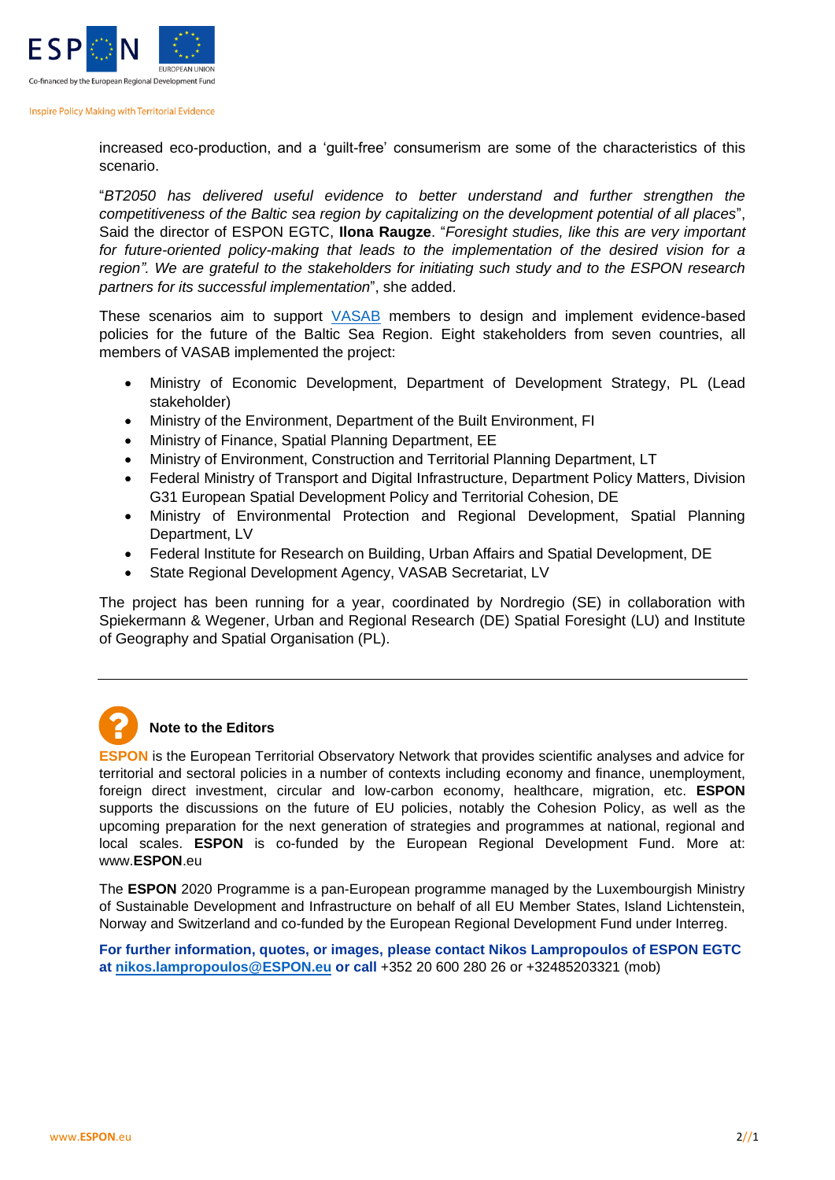increased eco-production, and a 'guilt-free' consumerism are some of the characteristics of this scenario.

"*BT2050 has delivered useful evidence to better understand and further strengthen the competitiveness of the Baltic sea region by capitalizing on the development potential of all places*", Said the director of ESPON EGTC, **Ilona Raugze**. "*Foresight studies, like this are very important for future-oriented policy-making that leads to the implementation of the desired vision for a region". We are grateful to the stakeholders for initiating such study and to the ESPON research partners for its successful implementation*", she added.

These scenarios aim to support VASAB members to design and implement evidence-based policies for the future of the Baltic Sea Region. Eight stakeholders from seven countries, all members of VASAB implemented the project:

- Ministry of Economic Development, Department of Development Strategy, PL (Lead stakeholder)
- Ministry of the Environment, Department of the Built Environment, FI
- Ministry of Finance, Spatial Planning Department, EE
- Ministry of Environment, Construction and Territorial Planning Department, LT
- Federal Ministry of Transport and Digital Infrastructure, Department Policy Matters, Division G31 European Spatial Development Policy and Territorial Cohesion, DE
- Ministry of Environmental Protection and Regional Development, Spatial Planning Department, LV
- Federal Institute for Research on Building, Urban Affairs and Spatial Development, DE
- State Regional Development Agency, VASAB Secretariat, LV

The project has been running for a year, coordinated by Nordregio (SE) in collaboration with Spiekermann & Wegener, Urban and Regional Research (DE) Spatial Foresight (LU) and Institute of Geography and Spatial Organisation (PL).

---

**Note to the Editors**

**ESPON** is the European Territorial Observatory Network that provides scientific analyses and advice for territorial and sectoral policies in a number of contexts including economy and finance, unemployment, foreign direct investment, circular and low-carbon economy, healthcare, migration, etc. **ESPON** supports the discussions on the future of EU policies, notably the Cohesion Policy, as well as the upcoming preparation for the next generation of strategies and programmes at national, regional and local scales. **ESPON** is co-funded by the European Regional Development Fund. More at: www.**ESPON**.eu

The **ESPON** 2020 Programme is a pan-European programme managed by the Luxembourgish Ministry of Sustainable Development and Infrastructure on behalf of all EU Member States, Island Lichtenstein, Norway and Switzerland and co-funded by the European Regional Development Fund under Interreg.

**For further information, quotes, or images, please contact Nikos Lampropoulos of ESPON EGTC at nikos.lampropoulos@ESPON.eu or call** +352 20 600 280 26 or +32485203321 (mob)